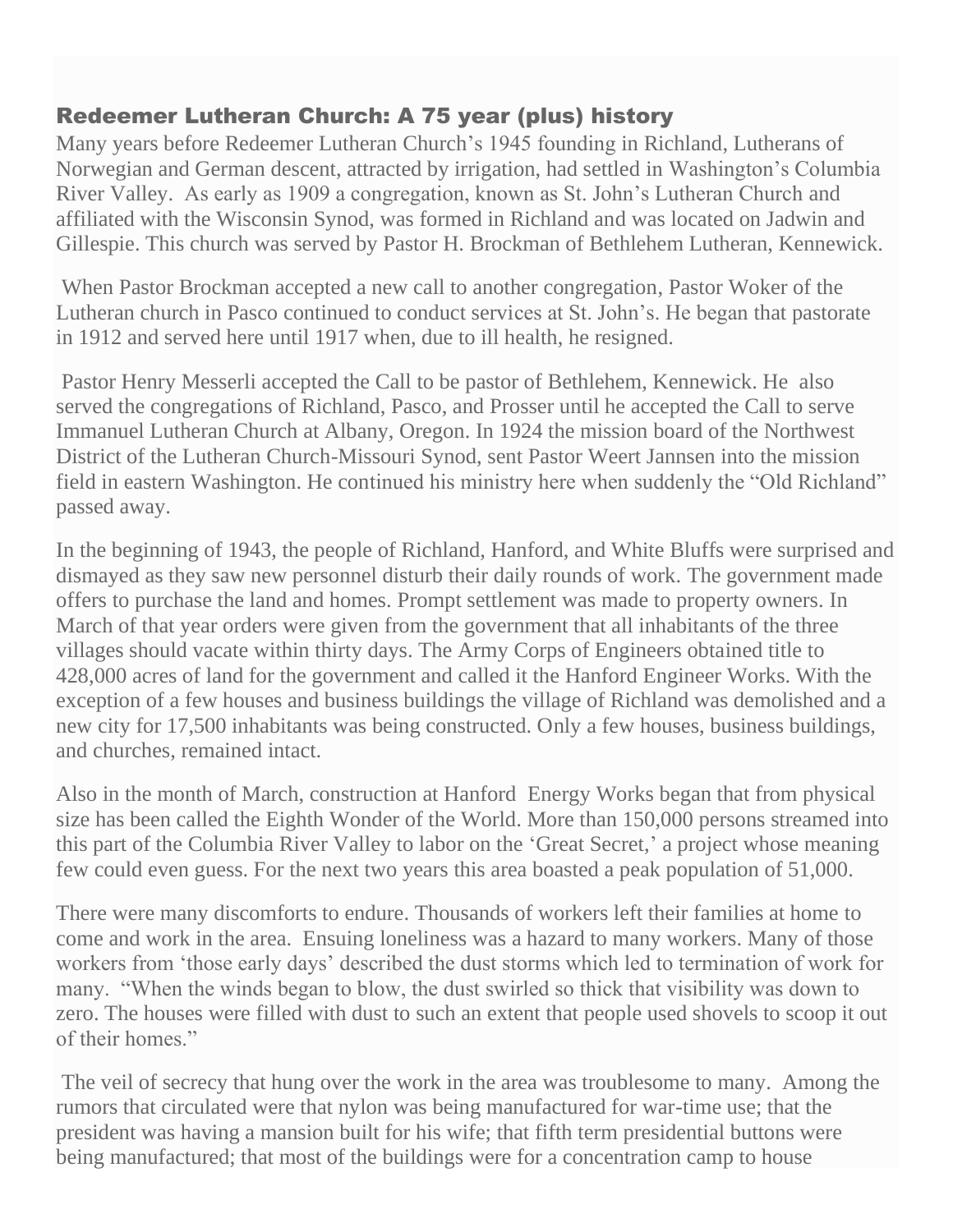## Redeemer Lutheran Church: A 75 year (plus) history

Many years before Redeemer Lutheran Church's 1945 founding in Richland, Lutherans of Norwegian and German descent, attracted by irrigation, had settled in Washington's Columbia River Valley. As early as 1909 a congregation, known as St. John's Lutheran Church and affiliated with the Wisconsin Synod, was formed in Richland and was located on Jadwin and Gillespie. This church was served by Pastor H. Brockman of Bethlehem Lutheran, Kennewick.

When Pastor Brockman accepted a new call to another congregation, Pastor Woker of the Lutheran church in Pasco continued to conduct services at St. John's. He began that pastorate in 1912 and served here until 1917 when, due to ill health, he resigned.

Pastor Henry Messerli accepted the Call to be pastor of Bethlehem, Kennewick. He also served the congregations of Richland, Pasco, and Prosser until he accepted the Call to serve Immanuel Lutheran Church at Albany, Oregon. In 1924 the mission board of the Northwest District of the Lutheran Church-Missouri Synod, sent Pastor Weert Jannsen into the mission field in eastern Washington. He continued his ministry here when suddenly the "Old Richland" passed away.

In the beginning of 1943, the people of Richland, Hanford, and White Bluffs were surprised and dismayed as they saw new personnel disturb their daily rounds of work. The government made offers to purchase the land and homes. Prompt settlement was made to property owners. In March of that year orders were given from the government that all inhabitants of the three villages should vacate within thirty days. The Army Corps of Engineers obtained title to 428,000 acres of land for the government and called it the Hanford Engineer Works. With the exception of a few houses and business buildings the village of Richland was demolished and a new city for 17,500 inhabitants was being constructed. Only a few houses, business buildings, and churches, remained intact.

Also in the month of March, construction at Hanford Energy Works began that from physical size has been called the Eighth Wonder of the World. More than 150,000 persons streamed into this part of the Columbia River Valley to labor on the 'Great Secret,' a project whose meaning few could even guess. For the next two years this area boasted a peak population of 51,000.

There were many discomforts to endure. Thousands of workers left their families at home to come and work in the area. Ensuing loneliness was a hazard to many workers. Many of those workers from 'those early days' described the dust storms which led to termination of work for many. "When the winds began to blow, the dust swirled so thick that visibility was down to zero. The houses were filled with dust to such an extent that people used shovels to scoop it out of their homes."

The veil of secrecy that hung over the work in the area was troublesome to many. Among the rumors that circulated were that nylon was being manufactured for war-time use; that the president was having a mansion built for his wife; that fifth term presidential buttons were being manufactured; that most of the buildings were for a concentration camp to house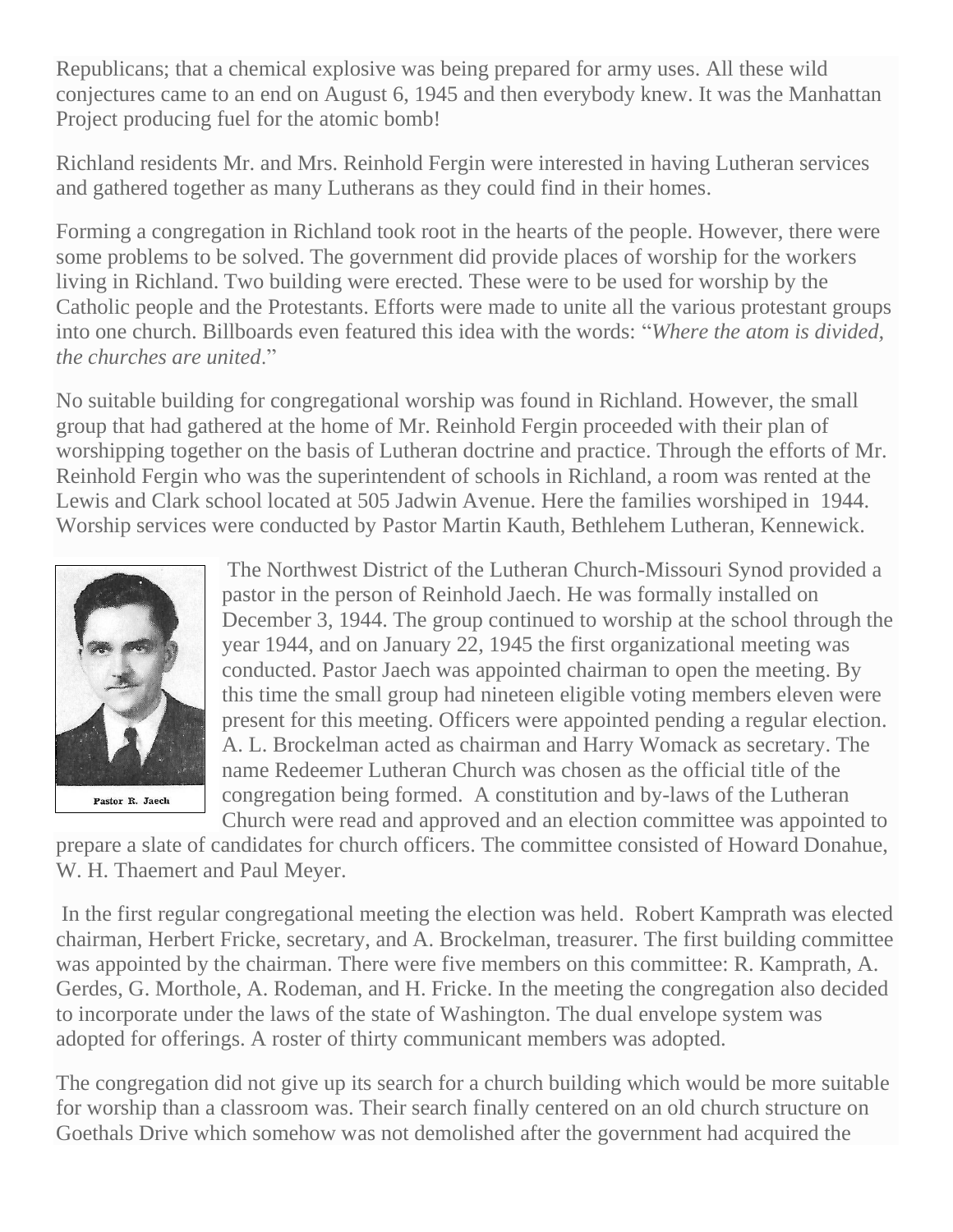Republicans; that a chemical explosive was being prepared for army uses. All these wild conjectures came to an end on August 6, 1945 and then everybody knew. It was the Manhattan Project producing fuel for the atomic bomb!

Richland residents Mr. and Mrs. Reinhold Fergin were interested in having Lutheran services and gathered together as many Lutherans as they could find in their homes.

Forming a congregation in Richland took root in the hearts of the people. However, there were some problems to be solved. The government did provide places of worship for the workers living in Richland. Two building were erected. These were to be used for worship by the Catholic people and the Protestants. Efforts were made to unite all the various protestant groups into one church. Billboards even featured this idea with the words: "*Where the atom is divided, the churches are united*."

No suitable building for congregational worship was found in Richland. However, the small group that had gathered at the home of Mr. Reinhold Fergin proceeded with their plan of worshipping together on the basis of Lutheran doctrine and practice. Through the efforts of Mr. Reinhold Fergin who was the superintendent of schools in Richland, a room was rented at the Lewis and Clark school located at 505 Jadwin Avenue. Here the families worshiped in 1944. Worship services were conducted by Pastor Martin Kauth, Bethlehem Lutheran, Kennewick.

Pastor R. Jaech

The Northwest District of the Lutheran Church-Missouri Synod provided a pastor in the person of Reinhold Jaech. He was formally installed on December 3, 1944. The group continued to worship at the school through the year 1944, and on January 22, 1945 the first organizational meeting was conducted. Pastor Jaech was appointed chairman to open the meeting. By this time the small group had nineteen eligible voting members eleven were present for this meeting. Officers were appointed pending a regular election. A. L. Brockelman acted as chairman and Harry Womack as secretary. The name Redeemer Lutheran Church was chosen as the official title of the congregation being formed. A constitution and by-laws of the Lutheran Church were read and approved and an election committee was appointed to prepare a slate of candidates for church officers. The committee consisted of Howard Donahue, W. H. Thaemert and Paul Meyer.

In the first regular congregational meeting the election was held. Robert Kamprath was elected chairman, Herbert Fricke, secretary, and A. Brockelman, treasurer. The first building committee was appointed by the chairman. There were five members on this committee: R. Kamprath, A. Gerdes, G. Morthole, A. Rodeman, and H. Fricke. In the meeting the congregation also decided to incorporate under the laws of the state of Washington. The dual envelope system was adopted for offerings. A roster of thirty communicant members was adopted.

The congregation did not give up its search for a church building which would be more suitable for worship than a classroom was. Their search finally centered on an old church structure on Goethals Drive which somehow was not demolished after the government had acquired the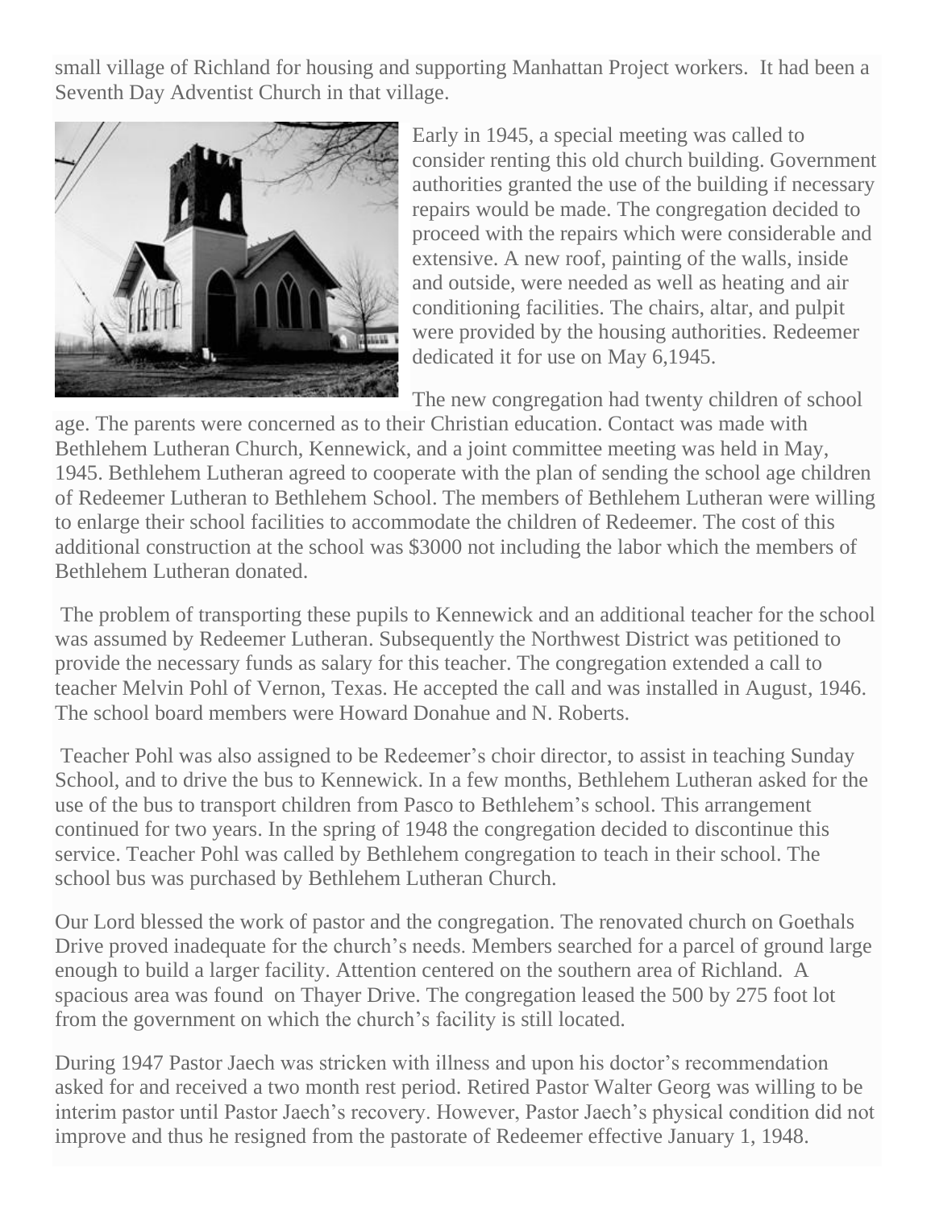small village of Richland for housing and supporting Manhattan Project workers. It had been a Seventh Day Adventist Church in that village.

Early in 1945, a special meeting was called to consider renting this old church building. Government authorities granted the use of the building if necessary repairs would be made. The congregation decided to proceed with the repairs which were considerable and extensive. A new roof, painting of the walls, inside and outside, were needed as well as heating and air conditioning facilities. The chairs, altar, and pulpit were provided by the housing authorities. Redeemer dedicated it for use on May 6,1945.

The new congregation had twenty children of school age. The parents were concerned as to their Christian education. Contact was made with Bethlehem Lutheran Church, Kennewick, and a joint committee meeting was held in May, 1945. Bethlehem Lutheran agreed to cooperate with the plan of sending the school age children of Redeemer Lutheran to Bethlehem School. The members of Bethlehem Lutheran were willing to enlarge their school facilities to accommodate the children of Redeemer. The cost of this additional construction at the school was $3000 not including the labor which the members of Bethlehem Lutheran donated.

The problem of transporting these pupils to Kennewick and an additional teacher for the school was assumed by Redeemer Lutheran. Subsequently the Northwest District was petitioned to provide the necessary funds as salary for this teacher. The congregation extended a call to teacher Melvin Pohl of Vernon, Texas. He accepted the call and was installed in August, 1946. The school board members were Howard Donahue and N. Roberts.

Teacher Pohl was also assigned to be Redeemer's choir director, to assist in teaching Sunday School, and to drive the bus to Kennewick. In a few months, Bethlehem Lutheran asked for the use of the bus to transport children from Pasco to Bethlehem's school. This arrangement continued for two years. In the spring of 1948 the congregation decided to discontinue this service. Teacher Pohl was called by Bethlehem congregation to teach in their school. The school bus was purchased by Bethlehem Lutheran Church.

Our Lord blessed the work of pastor and the congregation. The renovated church on Goethals Drive proved inadequate for the church's needs. Members searched for a parcel of ground large enough to build a larger facility. Attention centered on the southern area of Richland. A spacious area was found on Thayer Drive. The congregation leased the 500 by 275 foot lot from the government on which the church's facility is still located.

During 1947 Pastor Jaech was stricken with illness and upon his doctor's recommendation asked for and received a two month rest period. Retired Pastor Walter Georg was willing to be interim pastor until Pastor Jaech's recovery. However, Pastor Jaech's physical condition did not improve and thus he resigned from the pastorate of Redeemer effective January 1, 1948.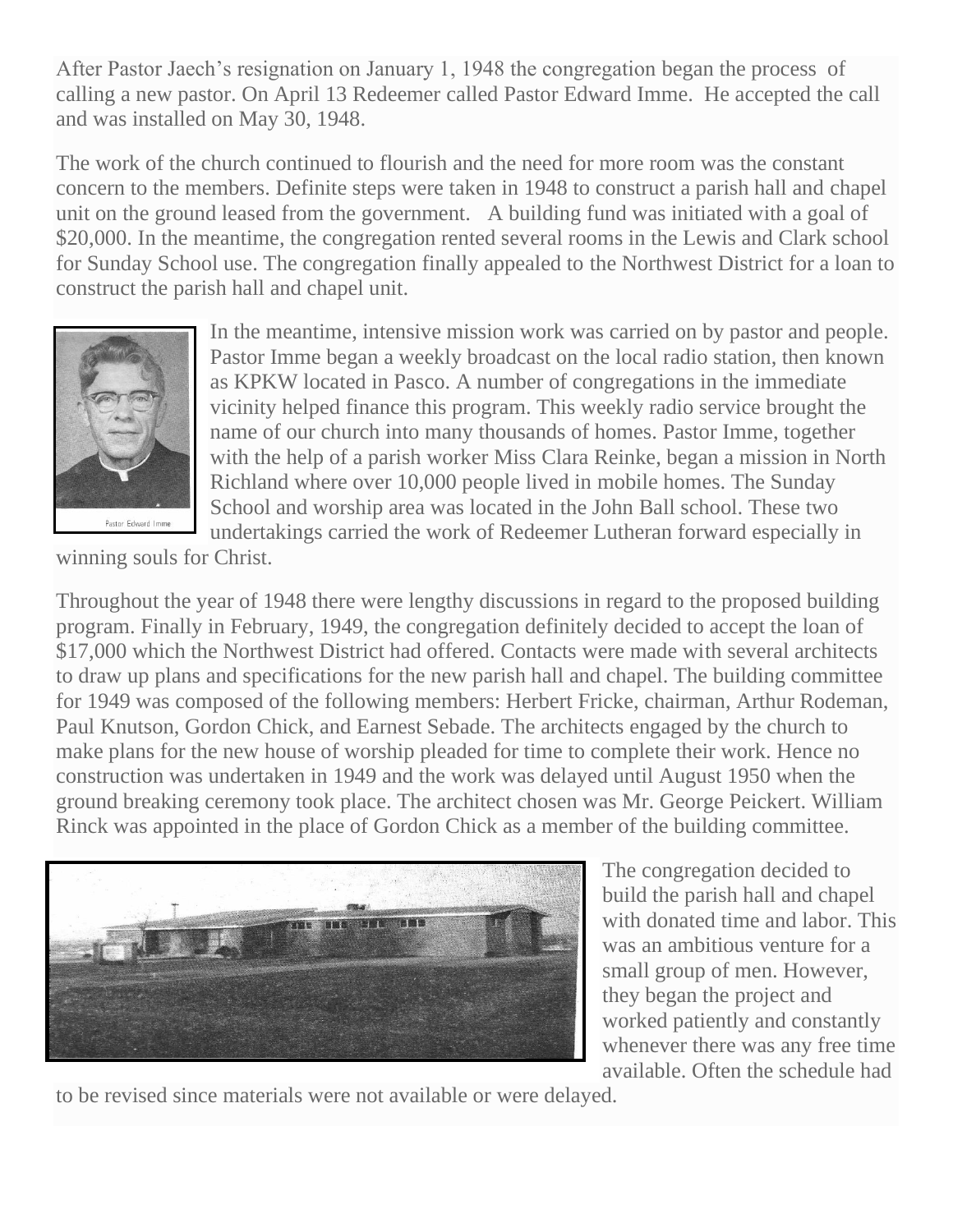After Pastor Jaech's resignation on January 1, 1948 the congregation began the process of calling a new pastor. On April 13 Redeemer called Pastor Edward Imme. He accepted the call and was installed on May 30, 1948.

The work of the church continued to flourish and the need for more room was the constant concern to the members. Definite steps were taken in 1948 to construct a parish hall and chapel unit on the ground leased from the government. A building fund was initiated with a goal of $20,000. In the meantime, the congregation rented several rooms in the Lewis and Clark school for Sunday School use. The congregation finally appealed to the Northwest District for a loan to construct the parish hall and chapel unit.

Pastor Edward Imme

In the meantime, intensive mission work was carried on by pastor and people. Pastor Imme began a weekly broadcast on the local radio station, then known as KPKW located in Pasco. A number of congregations in the immediate vicinity helped finance this program. This weekly radio service brought the name of our church into many thousands of homes. Pastor Imme, together with the help of a parish worker Miss Clara Reinke, began a mission in North Richland where over 10,000 people lived in mobile homes. The Sunday School and worship area was located in the John Ball school. These two undertakings carried the work of Redeemer Lutheran forward especially in winning souls for Christ.

Throughout the year of 1948 there were lengthy discussions in regard to the proposed building program. Finally in February, 1949, the congregation definitely decided to accept the loan of $17,000 which the Northwest District had offered. Contacts were made with several architects to draw up plans and specifications for the new parish hall and chapel. The building committee for 1949 was composed of the following members: Herbert Fricke, chairman, Arthur Rodeman, Paul Knutson, Gordon Chick, and Earnest Sebade. The architects engaged by the church to make plans for the new house of worship pleaded for time to complete their work. Hence no construction was undertaken in 1949 and the work was delayed until August 1950 when the ground breaking ceremony took place. The architect chosen was Mr. George Peickert. William Rinck was appointed in the place of Gordon Chick as a member of the building committee.

The congregation decided to build the parish hall and chapel with donated time and labor. This was an ambitious venture for a small group of men. However, they began the project and worked patiently and constantly whenever there was any free time available. Often the schedule had to be revised since materials were not available or were delayed.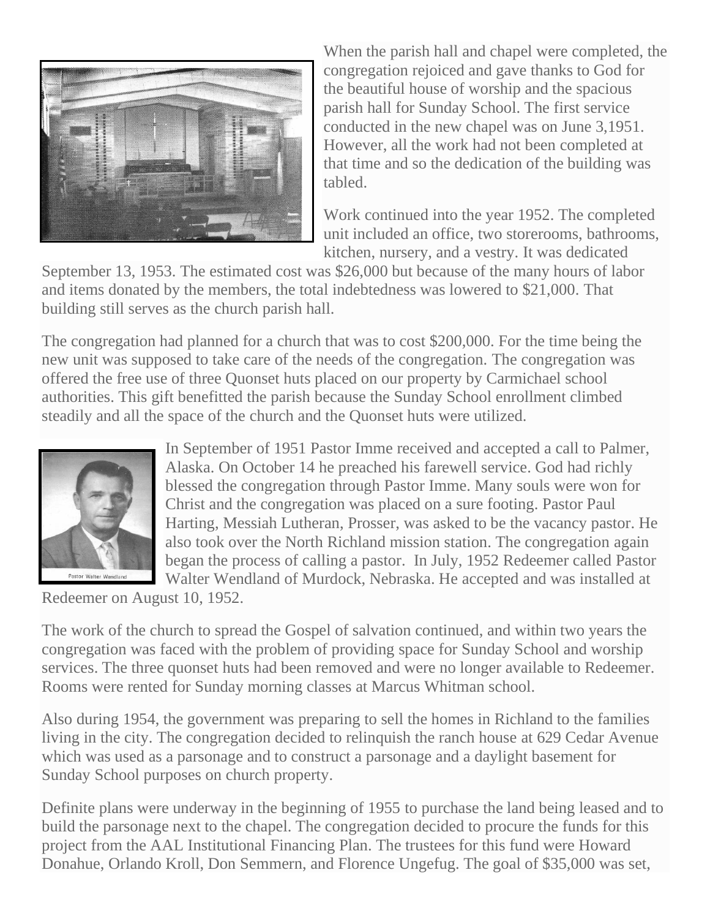When the parish hall and chapel were completed, the congregation rejoiced and gave thanks to God for the beautiful house of worship and the spacious parish hall for Sunday School. The first service conducted in the new chapel was on June 3,1951. However, all the work had not been completed at that time and so the dedication of the building was tabled.

Work continued into the year 1952. The completed unit included an office, two storerooms, bathrooms, kitchen, nursery, and a vestry. It was dedicated September 13, 1953. The estimated cost was $26,000 but because of the many hours of labor and items donated by the members, the total indebtedness was lowered to $21,000. That building still serves as the church parish hall.

The congregation had planned for a church that was to cost $200,000. For the time being the new unit was supposed to take care of the needs of the congregation. The congregation was offered the free use of three Quonset huts placed on our property by Carmichael school authorities. This gift benefitted the parish because the Sunday School enrollment climbed steadily and all the space of the church and the Quonset huts were utilized.

Pastor Walter Wendland

In September of 1951 Pastor Imme received and accepted a call to Palmer, Alaska. On October 14 he preached his farewell service. God had richly blessed the congregation through Pastor Imme. Many souls were won for Christ and the congregation was placed on a sure footing. Pastor Paul Harting, Messiah Lutheran, Prosser, was asked to be the vacancy pastor. He also took over the North Richland mission station. The congregation again began the process of calling a pastor. In July, 1952 Redeemer called Pastor Walter Wendland of Murdock, Nebraska. He accepted and was installed at Redeemer on August 10, 1952.

The work of the church to spread the Gospel of salvation continued, and within two years the congregation was faced with the problem of providing space for Sunday School and worship services. The three quonset huts had been removed and were no longer available to Redeemer. Rooms were rented for Sunday morning classes at Marcus Whitman school.

Also during 1954, the government was preparing to sell the homes in Richland to the families living in the city. The congregation decided to relinquish the ranch house at 629 Cedar Avenue which was used as a parsonage and to construct a parsonage and a daylight basement for Sunday School purposes on church property.

Definite plans were underway in the beginning of 1955 to purchase the land being leased and to build the parsonage next to the chapel. The congregation decided to procure the funds for this project from the AAL Institutional Financing Plan. The trustees for this fund were Howard Donahue, Orlando Kroll, Don Semmern, and Florence Ungefug. The goal of $35,000 was set,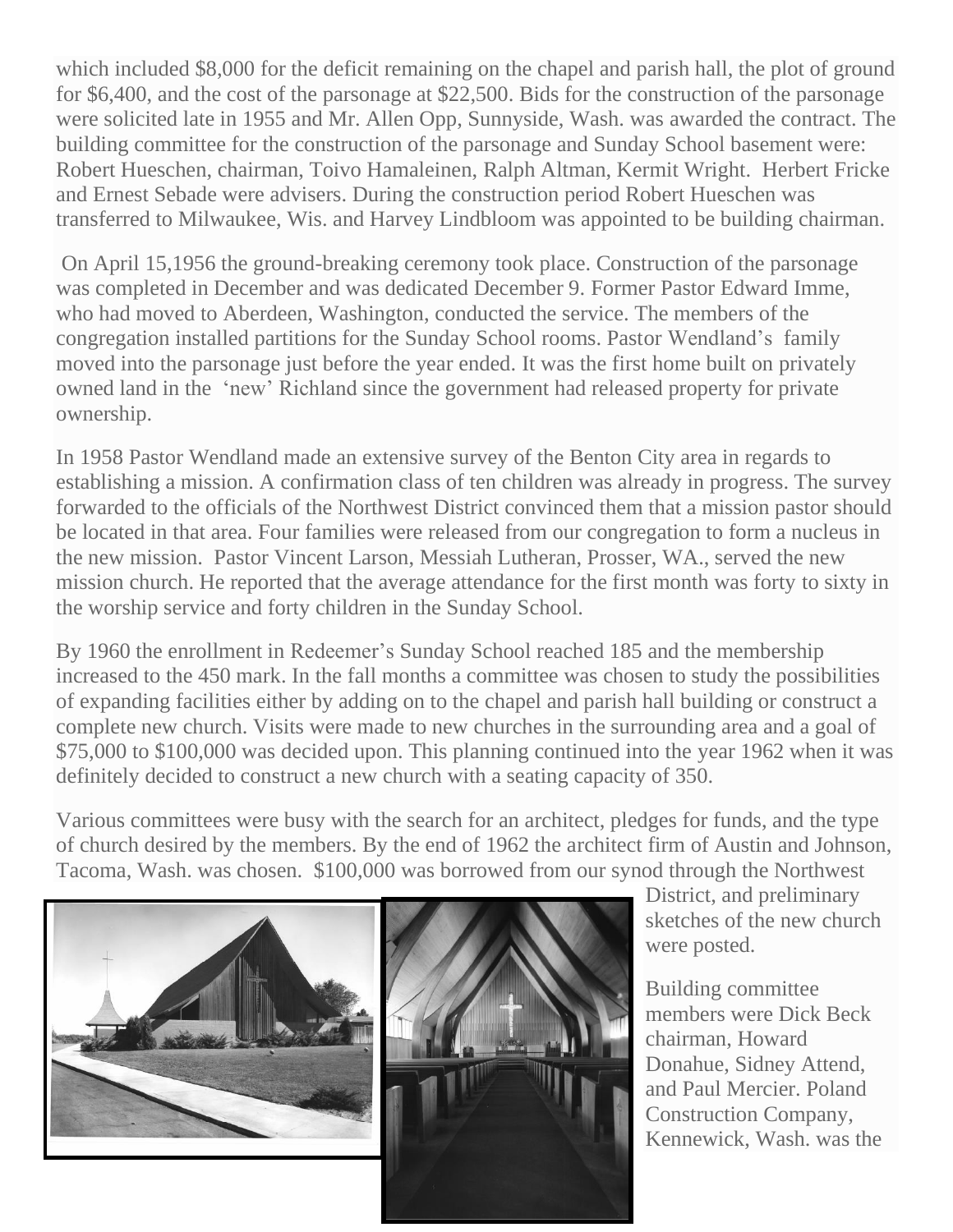which included $8,000 for the deficit remaining on the chapel and parish hall, the plot of ground for $6,400, and the cost of the parsonage at $22,500. Bids for the construction of the parsonage were solicited late in 1955 and Mr. Allen Opp, Sunnyside, Wash. was awarded the contract. The building committee for the construction of the parsonage and Sunday School basement were: Robert Hueschen, chairman, Toivo Hamaleinen, Ralph Altman, Kermit Wright. Herbert Fricke and Ernest Sebade were advisers. During the construction period Robert Hueschen was transferred to Milwaukee, Wis. and Harvey Lindbloom was appointed to be building chairman.

On April 15,1956 the ground-breaking ceremony took place. Construction of the parsonage was completed in December and was dedicated December 9. Former Pastor Edward Imme, who had moved to Aberdeen, Washington, conducted the service. The members of the congregation installed partitions for the Sunday School rooms. Pastor Wendland's family moved into the parsonage just before the year ended. It was the first home built on privately owned land in the 'new' Richland since the government had released property for private ownership.

In 1958 Pastor Wendland made an extensive survey of the Benton City area in regards to establishing a mission. A confirmation class of ten children was already in progress. The survey forwarded to the officials of the Northwest District convinced them that a mission pastor should be located in that area. Four families were released from our congregation to form a nucleus in the new mission. Pastor Vincent Larson, Messiah Lutheran, Prosser, WA., served the new mission church. He reported that the average attendance for the first month was forty to sixty in the worship service and forty children in the Sunday School.

By 1960 the enrollment in Redeemer's Sunday School reached 185 and the membership increased to the 450 mark. In the fall months a committee was chosen to study the possibilities of expanding facilities either by adding on to the chapel and parish hall building or construct a complete new church. Visits were made to new churches in the surrounding area and a goal of $75,000 to $100,000 was decided upon. This planning continued into the year 1962 when it was definitely decided to construct a new church with a seating capacity of 350.

Various committees were busy with the search for an architect, pledges for funds, and the type of church desired by the members. By the end of 1962 the architect firm of Austin and Johnson, Tacoma, Wash. was chosen. $100,000 was borrowed from our synod through the Northwest District, and preliminary sketches of the new church were posted.

Building committee members were Dick Beck chairman, Howard Donahue, Sidney Attend, and Paul Mercier. Poland Construction Company, Kennewick, Wash. was the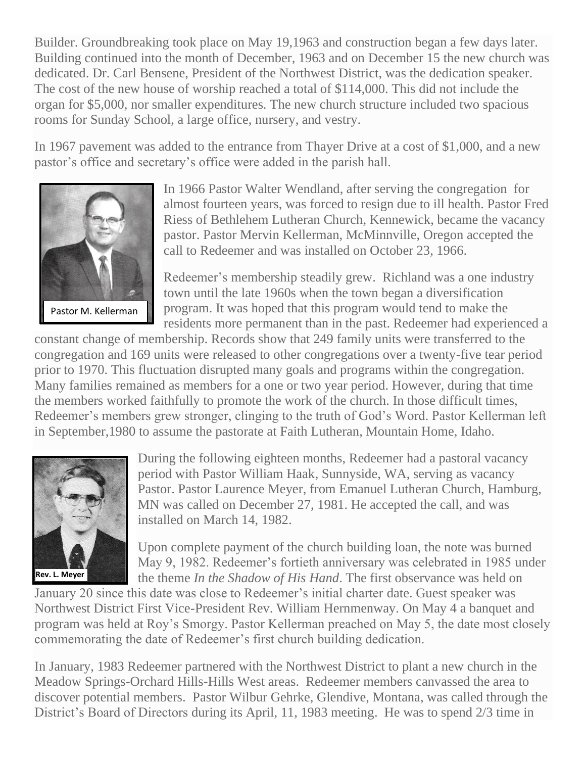Builder. Groundbreaking took place on May 19,1963 and construction began a few days later. Building continued into the month of December, 1963 and on December 15 the new church was dedicated. Dr. Carl Bensene, President of the Northwest District, was the dedication speaker. The cost of the new house of worship reached a total of $114,000. This did not include the organ for $5,000, nor smaller expenditures. The new church structure included two spacious rooms for Sunday School, a large office, nursery, and vestry.

In 1967 pavement was added to the entrance from Thayer Drive at a cost of $1,000, and a new pastor's office and secretary's office were added in the parish hall.

Pastor M. Kellerman

In 1966 Pastor Walter Wendland, after serving the congregation for almost fourteen years, was forced to resign due to ill health. Pastor Fred Riess of Bethlehem Lutheran Church, Kennewick, became the vacancy pastor. Pastor Mervin Kellerman, McMinnville, Oregon accepted the call to Redeemer and was installed on October 23, 1966.

Redeemer's membership steadily grew. Richland was a one industry town until the late 1960s when the town began a diversification program. It was hoped that this program would tend to make the residents more permanent than in the past. Redeemer had experienced a constant change of membership. Records show that 249 family units were transferred to the congregation and 169 units were released to other congregations over a twenty-five tear period prior to 1970. This fluctuation disrupted many goals and programs within the congregation. Many families remained as members for a one or two year period. However, during that time the members worked faithfully to promote the work of the church. In those difficult times, Redeemer's members grew stronger, clinging to the truth of God's Word. Pastor Kellerman left in September,1980 to assume the pastorate at Faith Lutheran, Mountain Home, Idaho.

Rev. L. Meyer

During the following eighteen months, Redeemer had a pastoral vacancy period with Pastor William Haak, Sunnyside, WA, serving as vacancy Pastor. Pastor Laurence Meyer, from Emanuel Lutheran Church, Hamburg, MN was called on December 27, 1981. He accepted the call, and was installed on March 14, 1982.

Upon complete payment of the church building loan, the note was burned May 9, 1982. Redeemer's fortieth anniversary was celebrated in 1985 under the theme *In the Shadow of His Hand*. The first observance was held on January 20 since this date was close to Redeemer's initial charter date. Guest speaker was Northwest District First Vice-President Rev. William Hernmenway. On May 4 a banquet and program was held at Roy's Smorgy. Pastor Kellerman preached on May 5, the date most closely commemorating the date of Redeemer's first church building dedication.

In January, 1983 Redeemer partnered with the Northwest District to plant a new church in the Meadow Springs-Orchard Hills-Hills West areas. Redeemer members canvassed the area to discover potential members. Pastor Wilbur Gehrke, Glendive, Montana, was called through the District's Board of Directors during its April, 11, 1983 meeting. He was to spend 2/3 time in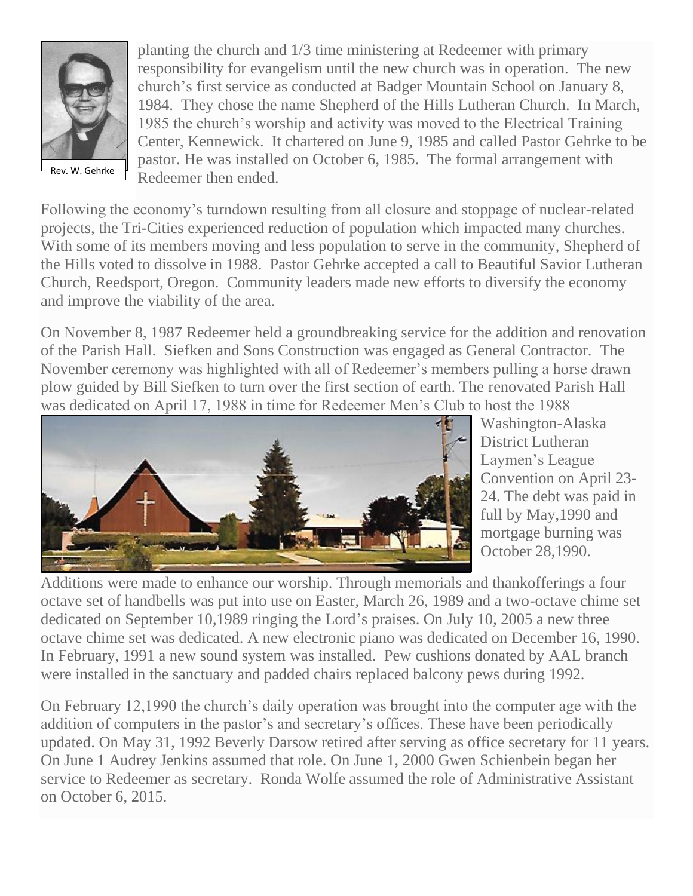Rev. W. Gehrke

planting the church and 1/3 time ministering at Redeemer with primary responsibility for evangelism until the new church was in operation. The new church's first service as conducted at Badger Mountain School on January 8, 1984. They chose the name Shepherd of the Hills Lutheran Church. In March, 1985 the church's worship and activity was moved to the Electrical Training Center, Kennewick. It chartered on June 9, 1985 and called Pastor Gehrke to be pastor. He was installed on October 6, 1985. The formal arrangement with Redeemer then ended.

Following the economy's turndown resulting from all closure and stoppage of nuclear-related projects, the Tri-Cities experienced reduction of population which impacted many churches. With some of its members moving and less population to serve in the community, Shepherd of the Hills voted to dissolve in 1988. Pastor Gehrke accepted a call to Beautiful Savior Lutheran Church, Reedsport, Oregon. Community leaders made new efforts to diversify the economy and improve the viability of the area.

On November 8, 1987 Redeemer held a groundbreaking service for the addition and renovation of the Parish Hall. Siefken and Sons Construction was engaged as General Contractor. The November ceremony was highlighted with all of Redeemer's members pulling a horse drawn plow guided by Bill Siefken to turn over the first section of earth. The renovated Parish Hall was dedicated on April 17, 1988 in time for Redeemer Men's Club to host the 1988 Washington-Alaska District Lutheran Laymen's League Convention on April 23-24. The debt was paid in full by May,1990 and mortgage burning was October 28,1990.

Additions were made to enhance our worship. Through memorials and thankofferings a four octave set of handbells was put into use on Easter, March 26, 1989 and a two-octave chime set dedicated on September 10,1989 ringing the Lord's praises. On July 10, 2005 a new three octave chime set was dedicated. A new electronic piano was dedicated on December 16, 1990. In February, 1991 a new sound system was installed. Pew cushions donated by AAL branch were installed in the sanctuary and padded chairs replaced balcony pews during 1992.

On February 12,1990 the church's daily operation was brought into the computer age with the addition of computers in the pastor's and secretary's offices. These have been periodically updated. On May 31, 1992 Beverly Darsow retired after serving as office secretary for 11 years. On June 1 Audrey Jenkins assumed that role. On June 1, 2000 Gwen Schienbein began her service to Redeemer as secretary. Ronda Wolfe assumed the role of Administrative Assistant on October 6, 2015.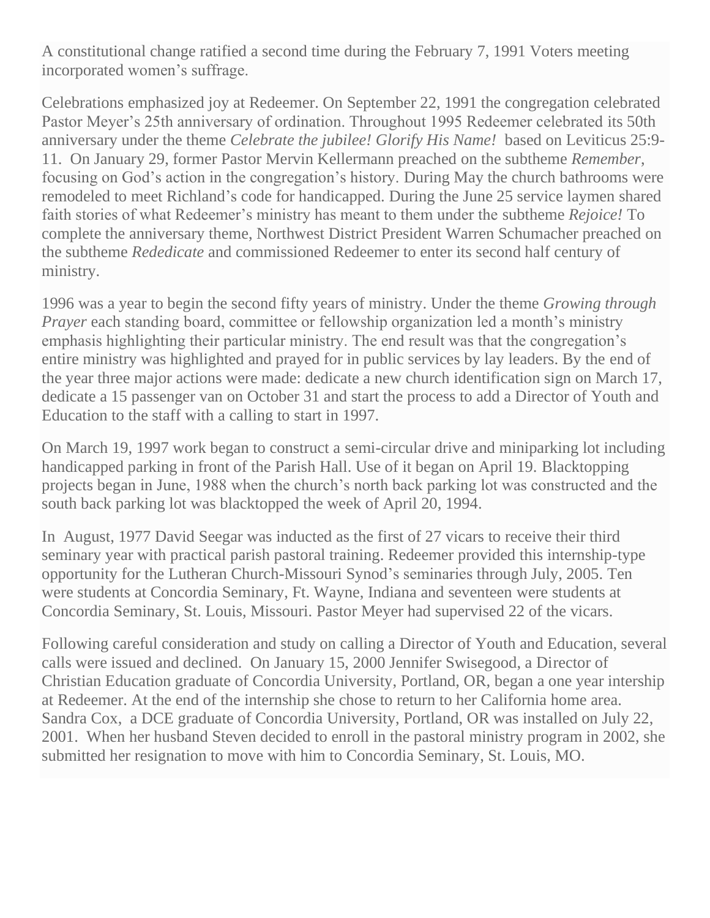A constitutional change ratified a second time during the February 7, 1991 Voters meeting incorporated women's suffrage.

Celebrations emphasized joy at Redeemer. On September 22, 1991 the congregation celebrated Pastor Meyer's 25th anniversary of ordination. Throughout 1995 Redeemer celebrated its 50th anniversary under the theme *Celebrate the jubilee! Glorify His Name!* based on Leviticus 25:9-11. On January 29, former Pastor Mervin Kellermann preached on the subtheme *Remember*, focusing on God's action in the congregation's history. During May the church bathrooms were remodeled to meet Richland's code for handicapped. During the June 25 service laymen shared faith stories of what Redeemer's ministry has meant to them under the subtheme *Rejoice!* To complete the anniversary theme, Northwest District President Warren Schumacher preached on the subtheme *Rededicate* and commissioned Redeemer to enter its second half century of ministry.

1996 was a year to begin the second fifty years of ministry. Under the theme *Growing through Prayer* each standing board, committee or fellowship organization led a month's ministry emphasis highlighting their particular ministry. The end result was that the congregation's entire ministry was highlighted and prayed for in public services by lay leaders. By the end of the year three major actions were made: dedicate a new church identification sign on March 17, dedicate a 15 passenger van on October 31 and start the process to add a Director of Youth and Education to the staff with a calling to start in 1997.

On March 19, 1997 work began to construct a semi-circular drive and miniparking lot including handicapped parking in front of the Parish Hall. Use of it began on April 19. Blacktopping projects began in June, 1988 when the church's north back parking lot was constructed and the south back parking lot was blacktopped the week of April 20, 1994.

In August, 1977 David Seegar was inducted as the first of 27 vicars to receive their third seminary year with practical parish pastoral training. Redeemer provided this internship-type opportunity for the Lutheran Church-Missouri Synod's seminaries through July, 2005. Ten were students at Concordia Seminary, Ft. Wayne, Indiana and seventeen were students at Concordia Seminary, St. Louis, Missouri. Pastor Meyer had supervised 22 of the vicars.

Following careful consideration and study on calling a Director of Youth and Education, several calls were issued and declined. On January 15, 2000 Jennifer Swisegood, a Director of Christian Education graduate of Concordia University, Portland, OR, began a one year intership at Redeemer. At the end of the internship she chose to return to her California home area. Sandra Cox, a DCE graduate of Concordia University, Portland, OR was installed on July 22, 2001. When her husband Steven decided to enroll in the pastoral ministry program in 2002, she submitted her resignation to move with him to Concordia Seminary, St. Louis, MO.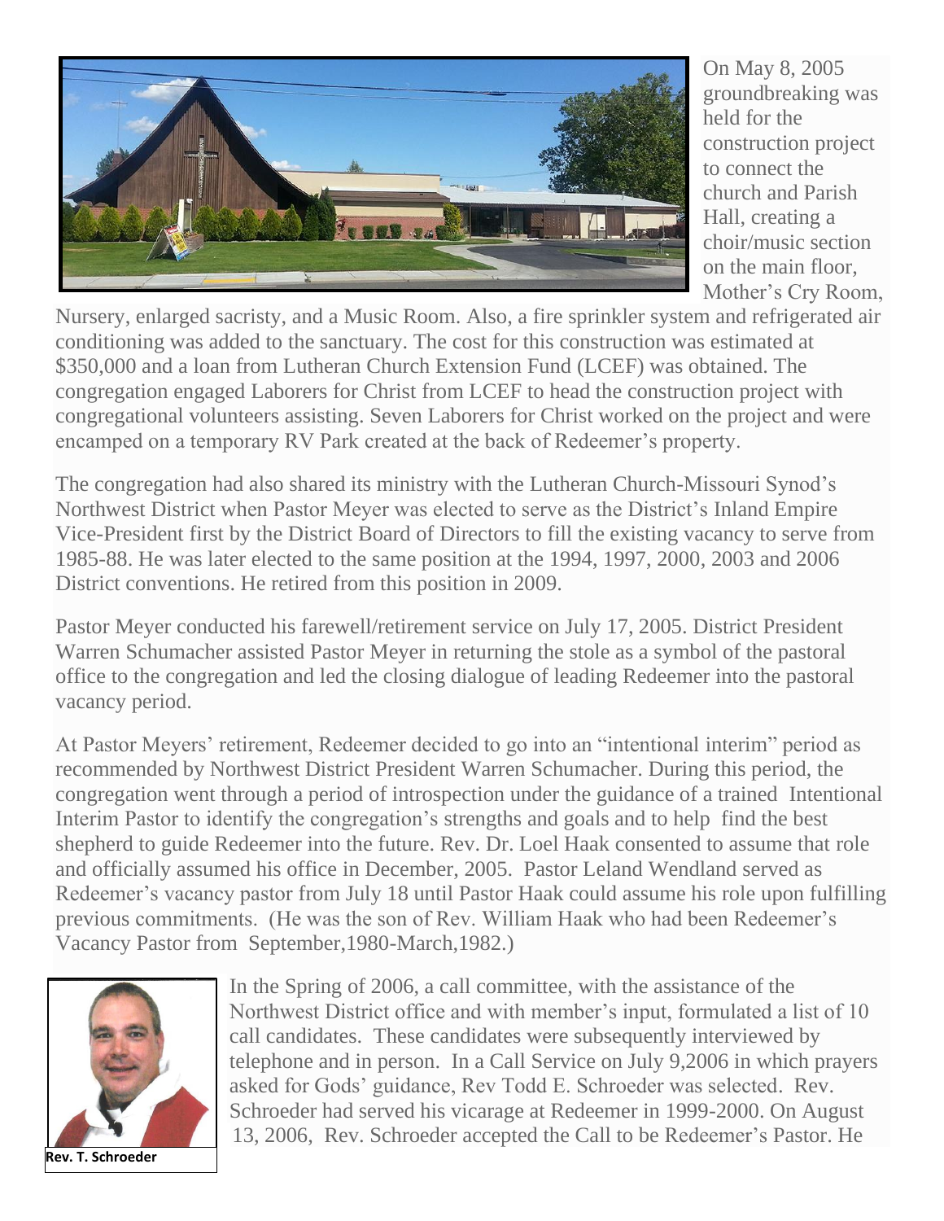On May 8, 2005 groundbreaking was held for the construction project to connect the church and Parish Hall, creating a choir/music section on the main floor, Mother's Cry Room, Nursery, enlarged sacristy, and a Music Room. Also, a fire sprinkler system and refrigerated air conditioning was added to the sanctuary. The cost for this construction was estimated at $350,000 and a loan from Lutheran Church Extension Fund (LCEF) was obtained. The congregation engaged Laborers for Christ from LCEF to head the construction project with congregational volunteers assisting. Seven Laborers for Christ worked on the project and were encamped on a temporary RV Park created at the back of Redeemer's property.

The congregation had also shared its ministry with the Lutheran Church-Missouri Synod's Northwest District when Pastor Meyer was elected to serve as the District's Inland Empire Vice-President first by the District Board of Directors to fill the existing vacancy to serve from 1985-88. He was later elected to the same position at the 1994, 1997, 2000, 2003 and 2006 District conventions. He retired from this position in 2009.

Pastor Meyer conducted his farewell/retirement service on July 17, 2005. District President Warren Schumacher assisted Pastor Meyer in returning the stole as a symbol of the pastoral office to the congregation and led the closing dialogue of leading Redeemer into the pastoral vacancy period.

At Pastor Meyers' retirement, Redeemer decided to go into an "intentional interim" period as recommended by Northwest District President Warren Schumacher. During this period, the congregation went through a period of introspection under the guidance of a trained Intentional Interim Pastor to identify the congregation's strengths and goals and to help find the best shepherd to guide Redeemer into the future. Rev. Dr. Loel Haak consented to assume that role and officially assumed his office in December, 2005. Pastor Leland Wendland served as Redeemer's vacancy pastor from July 18 until Pastor Haak could assume his role upon fulfilling previous commitments. (He was the son of Rev. William Haak who had been Redeemer's Vacancy Pastor from September,1980-March,1982.)

**Rev. T. Schroeder**

In the Spring of 2006, a call committee, with the assistance of the Northwest District office and with member's input, formulated a list of 10 call candidates. These candidates were subsequently interviewed by telephone and in person. In a Call Service on July 9,2006 in which prayers asked for Gods' guidance, Rev Todd E. Schroeder was selected. Rev. Schroeder had served his vicarage at Redeemer in 1999-2000. On August 13, 2006, Rev. Schroeder accepted the Call to be Redeemer's Pastor. He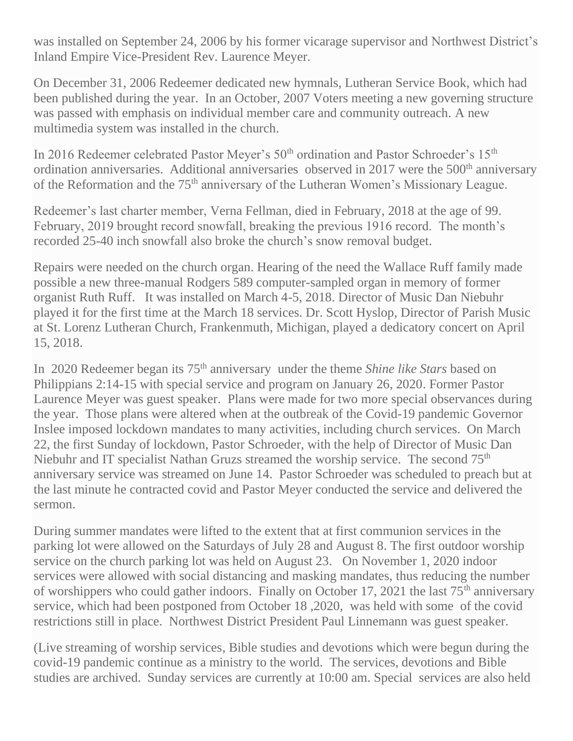was installed on September 24, 2006 by his former vicarage supervisor and Northwest District's Inland Empire Vice-President Rev. Laurence Meyer.

On December 31, 2006 Redeemer dedicated new hymnals, Lutheran Service Book, which had been published during the year. In an October, 2007 Voters meeting a new governing structure was passed with emphasis on individual member care and community outreach. A new multimedia system was installed in the church.

In 2016 Redeemer celebrated Pastor Meyer's 50th ordination and Pastor Schroeder's 15th ordination anniversaries. Additional anniversaries observed in 2017 were the 500th anniversary of the Reformation and the 75th anniversary of the Lutheran Women's Missionary League.

Redeemer's last charter member, Verna Fellman, died in February, 2018 at the age of 99. February, 2019 brought record snowfall, breaking the previous 1916 record. The month's recorded 25-40 inch snowfall also broke the church's snow removal budget.

Repairs were needed on the church organ. Hearing of the need the Wallace Ruff family made possible a new three-manual Rodgers 589 computer-sampled organ in memory of former organist Ruth Ruff. It was installed on March 4-5, 2018. Director of Music Dan Niebuhr played it for the first time at the March 18 services. Dr. Scott Hyslop, Director of Parish Music at St. Lorenz Lutheran Church, Frankenmuth, Michigan, played a dedicatory concert on April 15, 2018.

In 2020 Redeemer began its 75th anniversary under the theme *Shine like Stars* based on Philippians 2:14-15 with special service and program on January 26, 2020. Former Pastor Laurence Meyer was guest speaker. Plans were made for two more special observances during the year. Those plans were altered when at the outbreak of the Covid-19 pandemic Governor Inslee imposed lockdown mandates to many activities, including church services. On March 22, the first Sunday of lockdown, Pastor Schroeder, with the help of Director of Music Dan Niebuhr and IT specialist Nathan Gruzs streamed the worship service. The second 75th anniversary service was streamed on June 14. Pastor Schroeder was scheduled to preach but at the last minute he contracted covid and Pastor Meyer conducted the service and delivered the sermon.

During summer mandates were lifted to the extent that at first communion services in the parking lot were allowed on the Saturdays of July 28 and August 8. The first outdoor worship service on the church parking lot was held on August 23. On November 1, 2020 indoor services were allowed with social distancing and masking mandates, thus reducing the number of worshippers who could gather indoors. Finally on October 17, 2021 the last 75th anniversary service, which had been postponed from October 18 ,2020, was held with some of the covid restrictions still in place. Northwest District President Paul Linnemann was guest speaker.

(Live streaming of worship services, Bible studies and devotions which were begun during the covid-19 pandemic continue as a ministry to the world. The services, devotions and Bible studies are archived. Sunday services are currently at 10:00 am. Special services are also held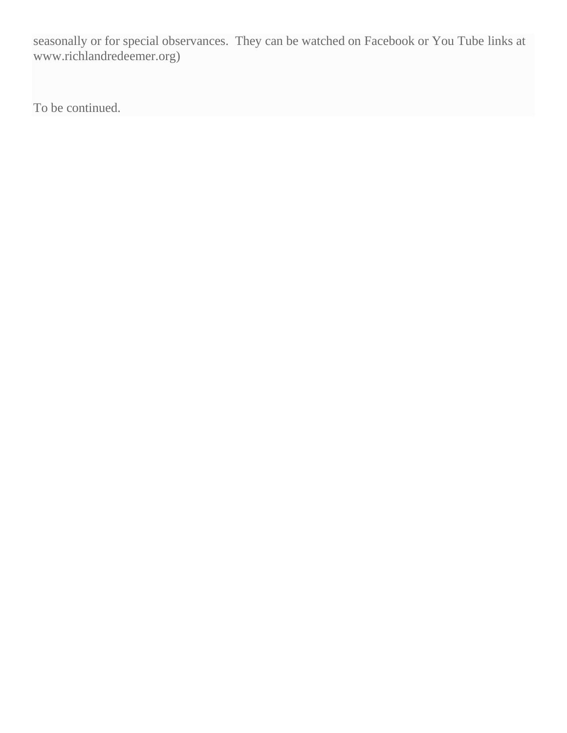seasonally or for special observances. They can be watched on Facebook or You Tube links at www.richlandredeemer.org)

To be continued.